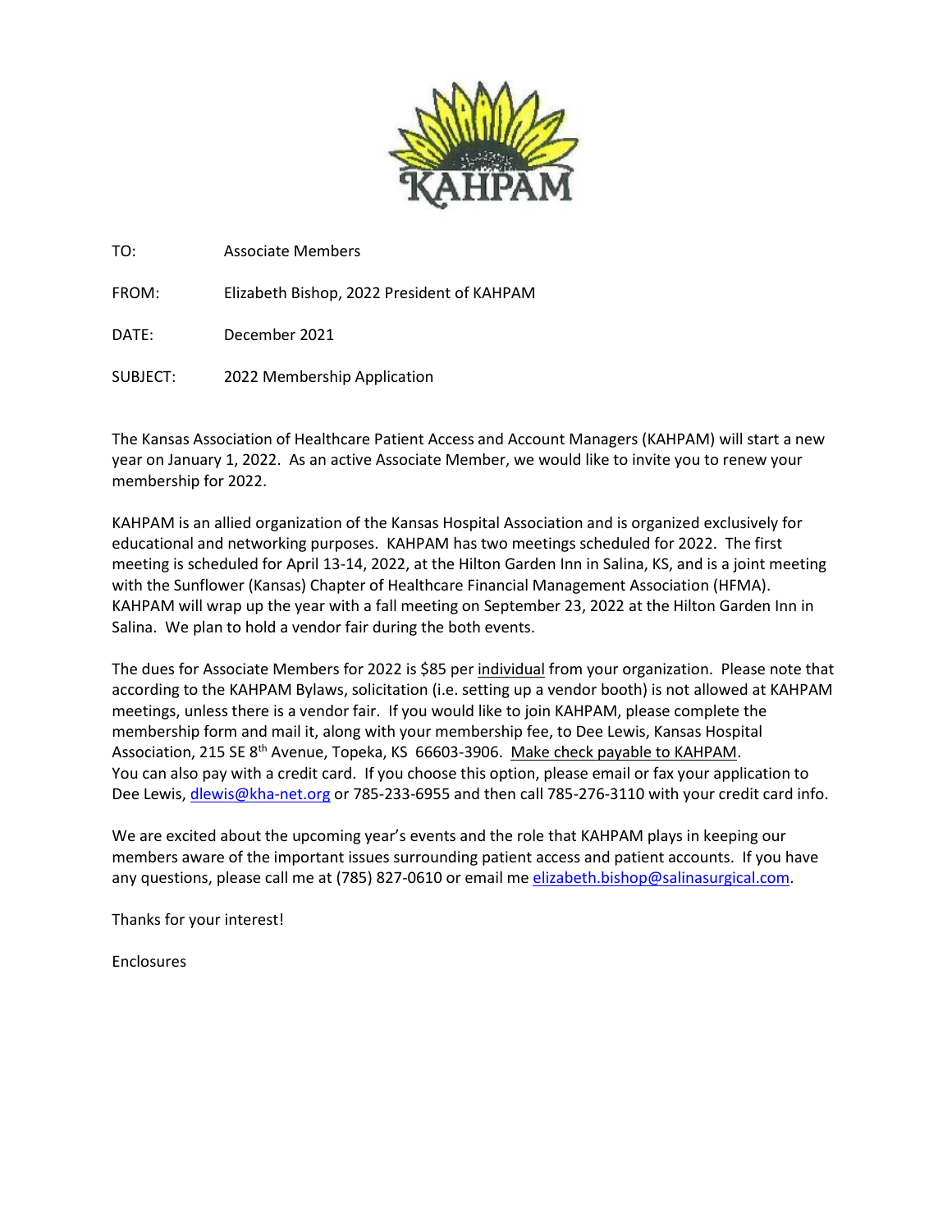KAHPAM

TO: Associate Members

FROM: Elizabeth Bishop, 2022 President of KAHPAM

DATE: December 2021

SUBJECT: 2022 Membership Application

The Kansas Association of Healthcare Patient Access and Account Managers (KAHPAM) will start a new year on January 1, 2022. As an active Associate Member, we would like to invite you to renew your membership for 2022.

KAHPAM is an allied organization of the Kansas Hospital Association and is organized exclusively for educational and networking purposes. KAHPAM has two meetings scheduled for 2022. The first meeting is scheduled for April 13-14, 2022, at the Hilton Garden Inn in Salina, KS, and is a joint meeting with the Sunflower (Kansas) Chapter of Healthcare Financial Management Association (HFMA). KAHPAM will wrap up the year with a fall meeting on September 23, 2022 at the Hilton Garden Inn in Salina. We plan to hold a vendor fair during the both events.

The dues for Associate Members for 2022 is $85 per individual from your organization. Please note that according to the KAHPAM Bylaws, solicitation (i.e. setting up a vendor booth) is not allowed at KAHPAM meetings, unless there is a vendor fair. If you would like to join KAHPAM, please complete the membership form and mail it, along with your membership fee, to Dee Lewis, Kansas Hospital Association, 215 SE 8th Avenue, Topeka, KS 66603-3906. Make check payable to KAHPAM. You can also pay with a credit card. If you choose this option, please email or fax your application to Dee Lewis, dlewis@kha-net.org or 785-233-6955 and then call 785-276-3110 with your credit card info.

We are excited about the upcoming year's events and the role that KAHPAM plays in keeping our members aware of the important issues surrounding patient access and patient accounts. If you have any questions, please call me at (785) 827-0610 or email me elizabeth.bishop@salinasurgical.com.

Thanks for your interest!

Enclosures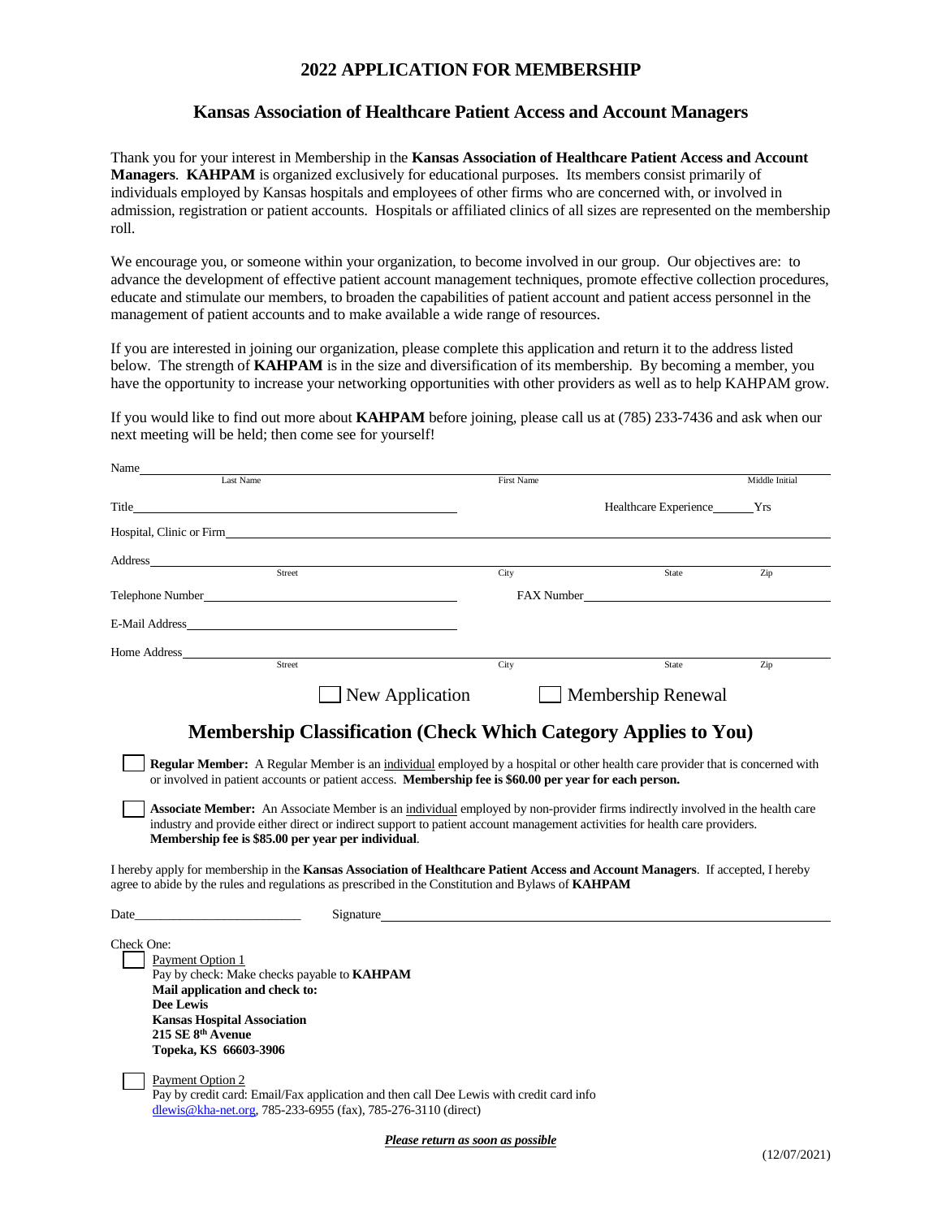# 2022 APPLICATION FOR MEMBERSHIP

## Kansas Association of Healthcare Patient Access and Account Managers

Thank you for your interest in Membership in the **Kansas Association of Healthcare Patient Access and Account Managers**. **KAHPAM** is organized exclusively for educational purposes. Its members consist primarily of individuals employed by Kansas hospitals and employees of other firms who are concerned with, or involved in admission, registration or patient accounts. Hospitals or affiliated clinics of all sizes are represented on the membership roll.

We encourage you, or someone within your organization, to become involved in our group. Our objectives are: to advance the development of effective patient account management techniques, promote effective collection procedures, educate and stimulate our members, to broaden the capabilities of patient account and patient access personnel in the management of patient accounts and to make available a wide range of resources.

If you are interested in joining our organization, please complete this application and return it to the address listed below. The strength of **KAHPAM** is in the size and diversification of its membership. By becoming a member, you have the opportunity to increase your networking opportunities with other providers as well as to help KAHPAM grow.

If you would like to find out more about **KAHPAM** before joining, please call us at (785) 233-7436 and ask when our next meeting will be held; then come see for yourself!

Name\_\_\_\_\_\_\_\_\_\_\_\_\_\_\_\_\_\_\_\_\_\_\_\_\_\_\_\_\_\_\_\_\_\_\_\_\_\_\_\_\_\_\_\_\_\_\_\_\_\_\_\_\_\_\_\_\_\_\_\_\_\_\_\_
Last Name First Name Middle Initial

Title\_\_\_\_\_\_\_\_\_\_\_\_\_\_\_\_\_\_\_\_\_\_\_\_\_\_\_\_\_\_\_\_ Healthcare Experience\_\_\_\_\_\_Yrs

Hospital, Clinic or Firm\_\_\_\_\_\_\_\_\_\_\_\_\_\_\_\_\_\_\_\_\_\_\_\_\_\_\_\_\_\_\_\_\_\_\_\_\_\_\_\_\_\_\_\_\_\_\_\_

Address\_\_\_\_\_\_\_\_\_\_\_\_\_\_\_\_\_\_\_\_\_\_\_\_\_\_\_\_\_\_\_\_\_\_\_\_\_\_\_\_\_\_\_\_\_\_\_\_\_\_\_\_\_\_\_\_\_\_\_\_\_\_
Street City State Zip

Telephone Number\_\_\_\_\_\_\_\_\_\_\_\_\_\_\_\_\_\_\_\_\_\_\_\_\_\_\_ FAX Number\_\_\_\_\_\_\_\_\_\_\_\_\_\_\_\_\_\_\_\_\_\_\_\_\_\_\_

E-Mail Address\_\_\_\_\_\_\_\_\_\_\_\_\_\_\_\_\_\_\_\_\_\_\_\_\_\_\_\_\_\_\_\_

Home Address\_\_\_\_\_\_\_\_\_\_\_\_\_\_\_\_\_\_\_\_\_\_\_\_\_\_\_\_\_\_\_\_\_\_\_\_\_\_\_\_\_\_\_\_\_\_\_\_\_\_\_\_\_\_\_\_\_\_\_\_
Street City State Zip

☐ New Application ☐ Membership Renewal

## Membership Classification (Check Which Category Applies to You)

☐ **Regular Member:** A Regular Member is an individual employed by a hospital or other health care provider that is concerned with or involved in patient accounts or patient access. **Membership fee is $60.00 per year for each person.**

☐ **Associate Member:** An Associate Member is an individual employed by non-provider firms indirectly involved in the health care industry and provide either direct or indirect support to patient account management activities for health care providers. **Membership fee is $85.00 per year per individual**.

I hereby apply for membership in the **Kansas Association of Healthcare Patient Access and Account Managers**. If accepted, I hereby agree to abide by the rules and regulations as prescribed in the Constitution and Bylaws of **KAHPAM**

Date\_\_\_\_\_\_\_\_\_\_\_\_\_\_\_\_\_\_\_\_\_\_\_\_\_ Signature\_\_\_\_\_\_\_\_\_\_\_\_\_\_\_\_\_\_\_\_\_\_\_\_\_\_\_\_\_\_\_\_\_\_\_\_\_\_\_\_\_\_\_\_

Check One:

☐ Payment Option 1
Pay by check: Make checks payable to **KAHPAM**
**Mail application and check to:**
**Dee Lewis**
**Kansas Hospital Association**
**215 SE 8th Avenue**
**Topeka, KS 66603-3906**

☐ Payment Option 2
Pay by credit card: Email/Fax application and then call Dee Lewis with credit card info
dlewis@kha-net.org, 785-233-6955 (fax), 785-276-3110 (direct)

***Please return as soon as possible***

(12/07/2021)